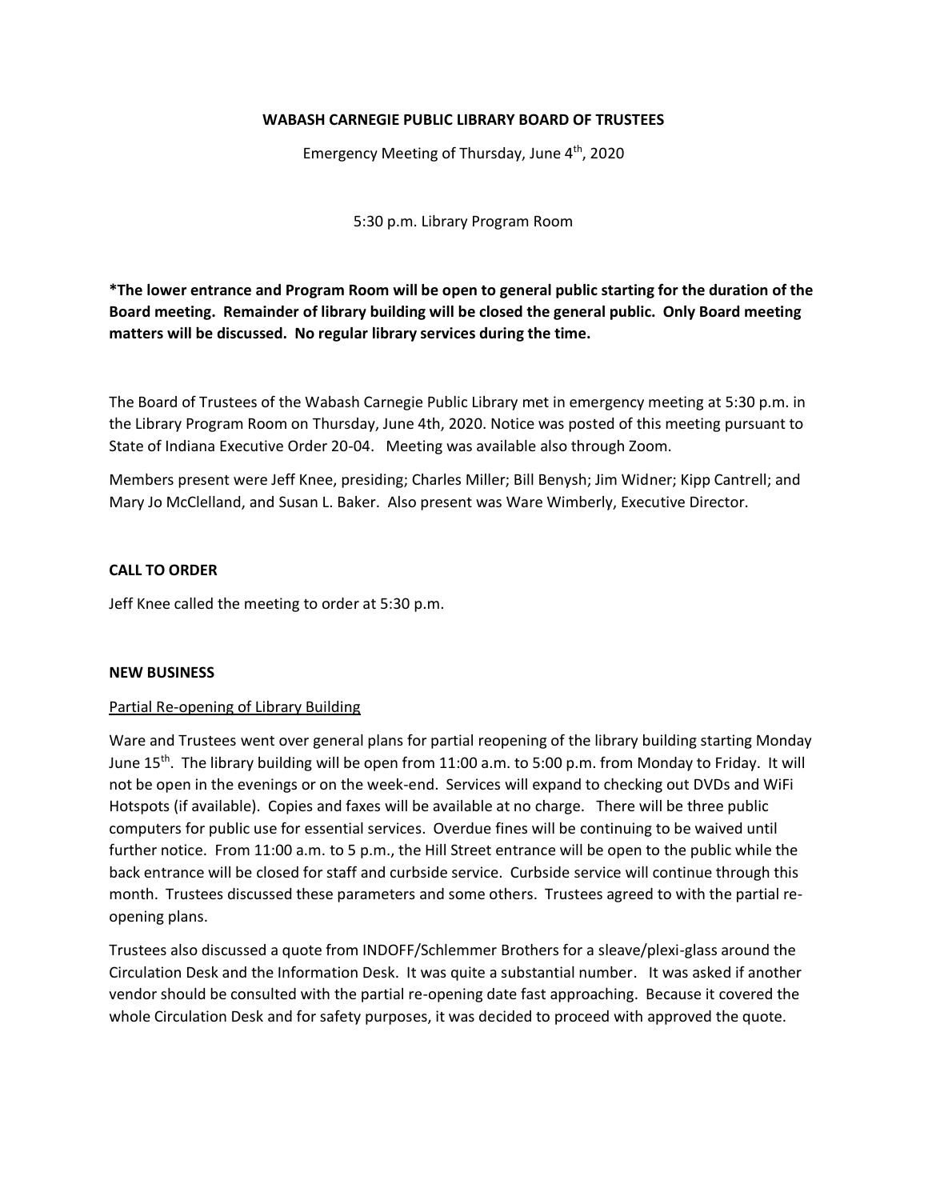**WABASH CARNEGIE PUBLIC LIBRARY BOARD OF TRUSTEES**

Emergency Meeting of Thursday, June 4th, 2020

5:30 p.m. Library Program Room

**\*The lower entrance and Program Room will be open to general public starting for the duration of the Board meeting. Remainder of library building will be closed the general public. Only Board meeting matters will be discussed. No regular library services during the time.**

The Board of Trustees of the Wabash Carnegie Public Library met in emergency meeting at 5:30 p.m. in the Library Program Room on Thursday, June 4th, 2020. Notice was posted of this meeting pursuant to State of Indiana Executive Order 20-04. Meeting was available also through Zoom.

Members present were Jeff Knee, presiding; Charles Miller; Bill Benysh; Jim Widner; Kipp Cantrell; and Mary Jo McClelland, and Susan L. Baker. Also present was Ware Wimberly, Executive Director.

**CALL TO ORDER**

Jeff Knee called the meeting to order at 5:30 p.m.

**NEW BUSINESS**

Partial Re-opening of Library Building

Ware and Trustees went over general plans for partial reopening of the library building starting Monday June 15th. The library building will be open from 11:00 a.m. to 5:00 p.m. from Monday to Friday. It will not be open in the evenings or on the week-end. Services will expand to checking out DVDs and WiFi Hotspots (if available). Copies and faxes will be available at no charge. There will be three public computers for public use for essential services. Overdue fines will be continuing to be waived until further notice. From 11:00 a.m. to 5 p.m., the Hill Street entrance will be open to the public while the back entrance will be closed for staff and curbside service. Curbside service will continue through this month. Trustees discussed these parameters and some others. Trustees agreed to with the partial re-opening plans.

Trustees also discussed a quote from INDOFF/Schlemmer Brothers for a sleave/plexi-glass around the Circulation Desk and the Information Desk. It was quite a substantial number. It was asked if another vendor should be consulted with the partial re-opening date fast approaching. Because it covered the whole Circulation Desk and for safety purposes, it was decided to proceed with approved the quote.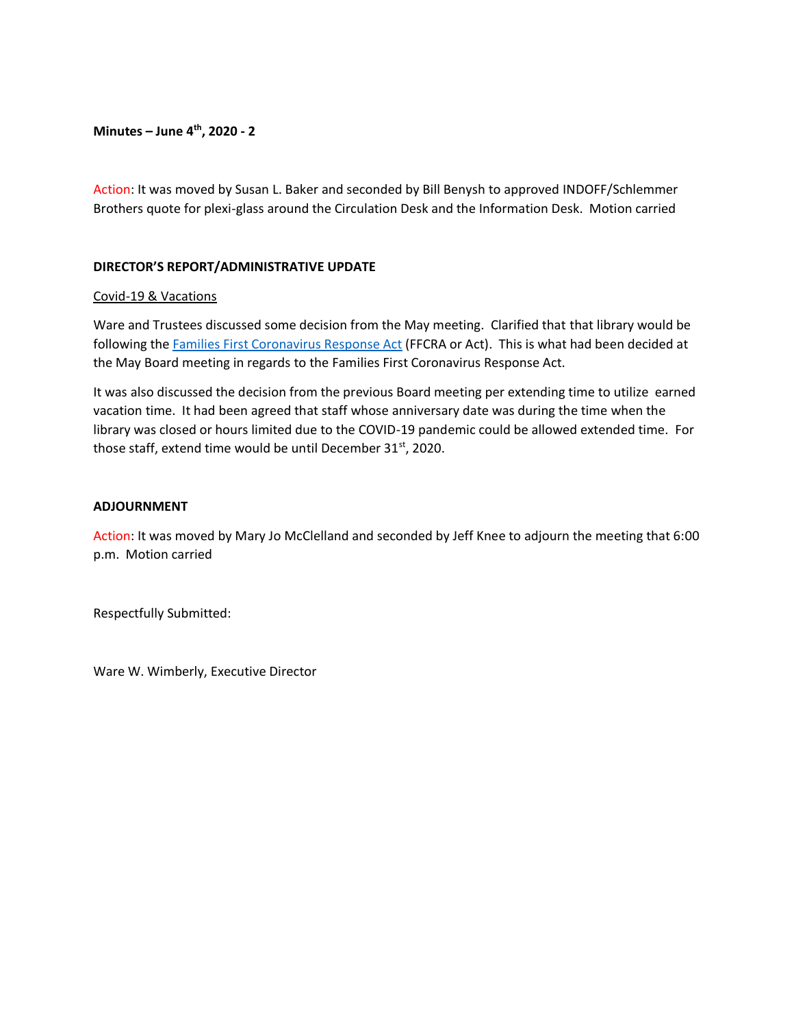**Minutes – June 4th, 2020 - 2**

Action: It was moved by Susan L. Baker and seconded by Bill Benysh to approved INDOFF/Schlemmer Brothers quote for plexi-glass around the Circulation Desk and the Information Desk. Motion carried

## DIRECTOR'S REPORT/ADMINISTRATIVE UPDATE

Covid-19 & Vacations

Ware and Trustees discussed some decision from the May meeting. Clarified that that library would be following the Families First Coronavirus Response Act (FFCRA or Act). This is what had been decided at the May Board meeting in regards to the Families First Coronavirus Response Act.

It was also discussed the decision from the previous Board meeting per extending time to utilize earned vacation time. It had been agreed that staff whose anniversary date was during the time when the library was closed or hours limited due to the COVID-19 pandemic could be allowed extended time. For those staff, extend time would be until December 31st, 2020.

## ADJOURNMENT

Action: It was moved by Mary Jo McClelland and seconded by Jeff Knee to adjourn the meeting that 6:00 p.m. Motion carried

Respectfully Submitted:

Ware W. Wimberly, Executive Director